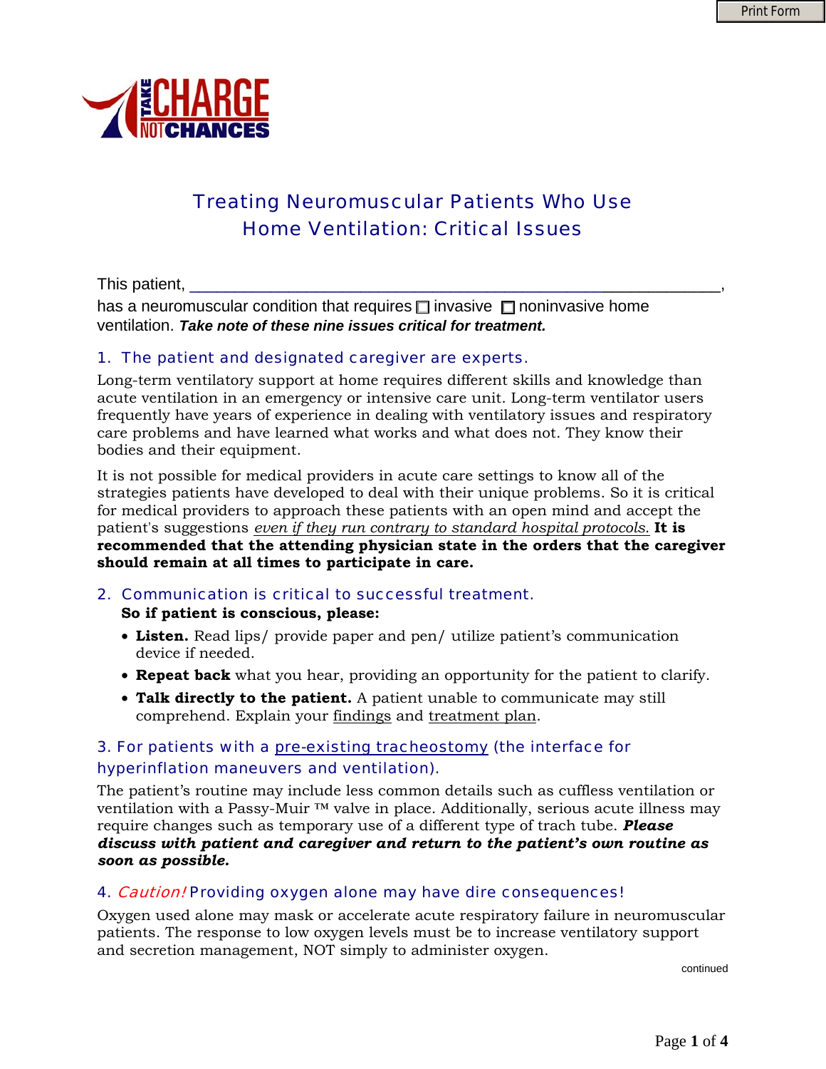TAKE CHARGE NOT CHANCES

# Treating Neuromuscular Patients Who Use Home Ventilation: Critical Issues

This patient, ______________________________________________________________,
has a neuromuscular condition that requires ☐ invasive ☐ noninvasive home ventilation. ***Take note of these nine issues critical for treatment.***

## 1. The patient and designated caregiver are experts.

Long-term ventilatory support at home requires different skills and knowledge than acute ventilation in an emergency or intensive care unit. Long-term ventilator users frequently have years of experience in dealing with ventilatory issues and respiratory care problems and have learned what works and what does not. They know their bodies and their equipment.

It is not possible for medical providers in acute care settings to know all of the strategies patients have developed to deal with their unique problems. So it is critical for medical providers to approach these patients with an open mind and accept the patient's suggestions *even if they run contrary to standard hospital protocols.* **It is recommended that the attending physician state in the orders that the caregiver should remain at all times to participate in care.**

## 2. Communication is critical to successful treatment.

**So if patient is conscious, please:**

- **Listen.** Read lips/ provide paper and pen/ utilize patient's communication device if needed.
- **Repeat back** what you hear, providing an opportunity for the patient to clarify.
- **Talk directly to the patient.** A patient unable to communicate may still comprehend. Explain your findings and treatment plan.

## 3. For patients with a pre-existing tracheostomy (the interface for hyperinflation maneuvers and ventilation).

The patient's routine may include less common details such as cuffless ventilation or ventilation with a Passy-Muir ™ valve in place. Additionally, serious acute illness may require changes such as temporary use of a different type of trach tube. ***Please discuss with patient and caregiver and return to the patient's own routine as soon as possible.***

## 4. *Caution!* Providing oxygen alone may have dire consequences!

Oxygen used alone may mask or accelerate acute respiratory failure in neuromuscular patients. The response to low oxygen levels must be to increase ventilatory support and secretion management, NOT simply to administer oxygen.

continued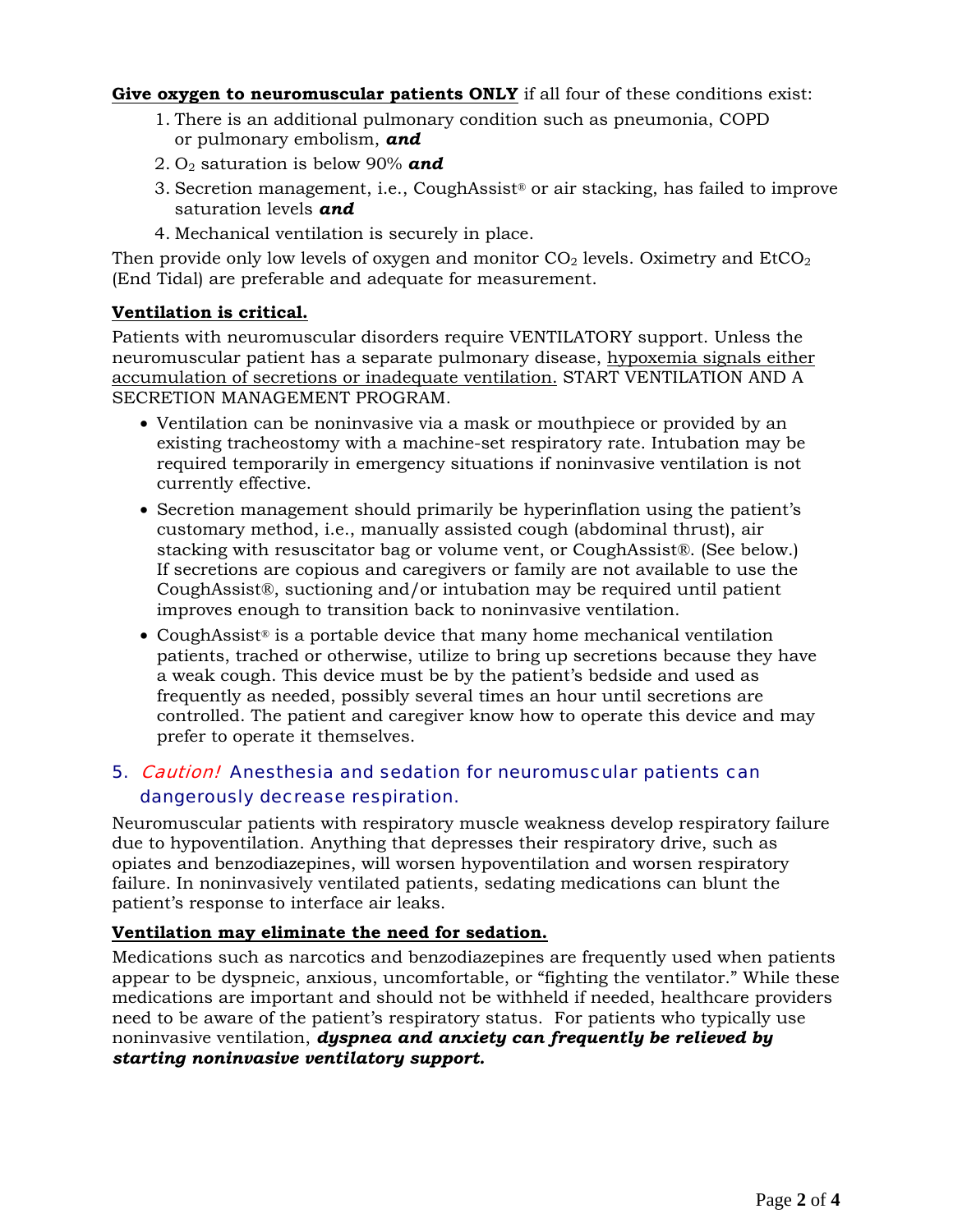**<u>Give oxygen to neuromuscular patients ONLY</u>** if all four of these conditions exist:

1. There is an additional pulmonary condition such as pneumonia, COPD or pulmonary embolism, ***and***
2. $O_2$ saturation is below 90% ***and***
3. Secretion management, i.e., CoughAssist® or air stacking, has failed to improve saturation levels ***and***
4. Mechanical ventilation is securely in place.

Then provide only low levels of oxygen and monitor $CO_2$ levels. Oximetry and $EtCO_2$ (End Tidal) are preferable and adequate for measurement.

**<u>Ventilation is critical.</u>**

Patients with neuromuscular disorders require VENTILATORY support. Unless the neuromuscular patient has a separate pulmonary disease, <u>hypoxemia signals either accumulation of secretions or inadequate ventilation.</u> START VENTILATION AND A SECRETION MANAGEMENT PROGRAM.

- Ventilation can be noninvasive via a mask or mouthpiece or provided by an existing tracheostomy with a machine-set respiratory rate. Intubation may be required temporarily in emergency situations if noninvasive ventilation is not currently effective.
- Secretion management should primarily be hyperinflation using the patient's customary method, i.e., manually assisted cough (abdominal thrust), air stacking with resuscitator bag or volume vent, or CoughAssist®. (See below.) If secretions are copious and caregivers or family are not available to use the CoughAssist®, suctioning and/or intubation may be required until patient improves enough to transition back to noninvasive ventilation.
- CoughAssist® is a portable device that many home mechanical ventilation patients, trached or otherwise, utilize to bring up secretions because they have a weak cough. This device must be by the patient's bedside and used as frequently as needed, possibly several times an hour until secretions are controlled. The patient and caregiver know how to operate this device and may prefer to operate it themselves.

## 5. *Caution!* Anesthesia and sedation for neuromuscular patients can dangerously decrease respiration.

Neuromuscular patients with respiratory muscle weakness develop respiratory failure due to hypoventilation. Anything that depresses their respiratory drive, such as opiates and benzodiazepines, will worsen hypoventilation and worsen respiratory failure. In noninvasively ventilated patients, sedating medications can blunt the patient's response to interface air leaks.

**<u>Ventilation may eliminate the need for sedation.</u>**

Medications such as narcotics and benzodiazepines are frequently used when patients appear to be dyspneic, anxious, uncomfortable, or "fighting the ventilator." While these medications are important and should not be withheld if needed, healthcare providers need to be aware of the patient's respiratory status. For patients who typically use noninvasive ventilation, ***dyspnea and anxiety can frequently be relieved by starting noninvasive ventilatory support.***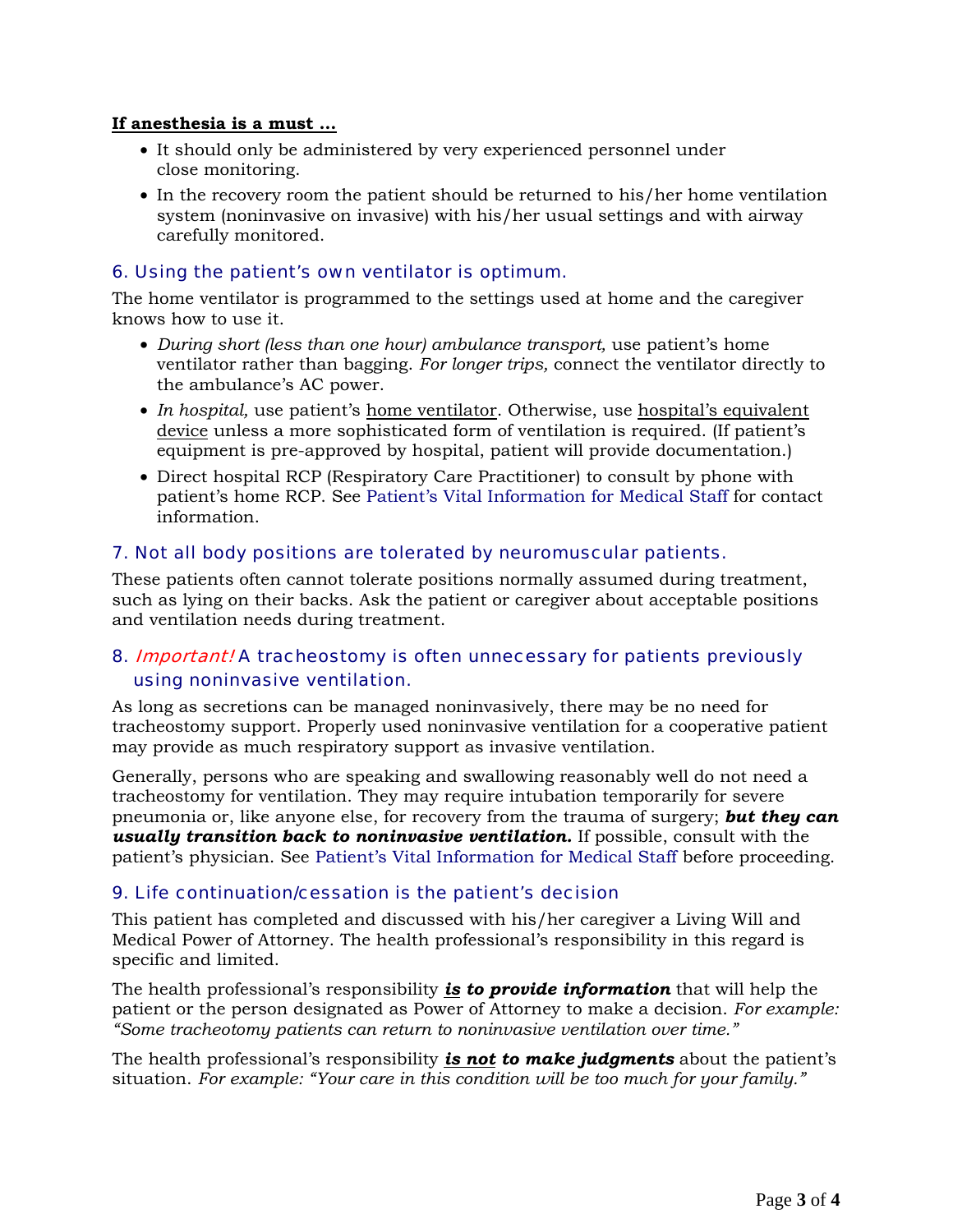**<u>If anesthesia is a must …</u>**

- It should only be administered by very experienced personnel under close monitoring.
- In the recovery room the patient should be returned to his/her home ventilation system (noninvasive on invasive) with his/her usual settings and with airway carefully monitored.

## 6. Using the patient's own ventilator is optimum.

The home ventilator is programmed to the settings used at home and the caregiver knows how to use it.

- *During short (less than one hour) ambulance transport,* use patient's home ventilator rather than bagging. *For longer trips,* connect the ventilator directly to the ambulance's AC power.
- *In hospital,* use patient's <u>home ventilator</u>. Otherwise, use <u>hospital's equivalent device</u> unless a more sophisticated form of ventilation is required. (If patient's equipment is pre-approved by hospital, patient will provide documentation.)
- Direct hospital RCP (Respiratory Care Practitioner) to consult by phone with patient's home RCP. See Patient's Vital Information for Medical Staff for contact information.

## 7. Not all body positions are tolerated by neuromuscular patients.

These patients often cannot tolerate positions normally assumed during treatment, such as lying on their backs. Ask the patient or caregiver about acceptable positions and ventilation needs during treatment.

## 8. *Important!* A tracheostomy is often unnecessary for patients previously using noninvasive ventilation.

As long as secretions can be managed noninvasively, there may be no need for tracheostomy support. Properly used noninvasive ventilation for a cooperative patient may provide as much respiratory support as invasive ventilation.

Generally, persons who are speaking and swallowing reasonably well do not need a tracheostomy for ventilation. They may require intubation temporarily for severe pneumonia or, like anyone else, for recovery from the trauma of surgery; ***but they can usually transition back to noninvasive ventilation.*** If possible, consult with the patient's physician. See Patient's Vital Information for Medical Staff before proceeding.

## 9. Life continuation/cessation is the patient's decision

This patient has completed and discussed with his/her caregiver a Living Will and Medical Power of Attorney. The health professional's responsibility in this regard is specific and limited.

The health professional's responsibility ***<u>is</u> to provide information*** that will help the patient or the person designated as Power of Attorney to make a decision. *For example: "Some tracheotomy patients can return to noninvasive ventilation over time."*

The health professional's responsibility ***<u>is not</u> to make judgments*** about the patient's situation. *For example: "Your care in this condition will be too much for your family."*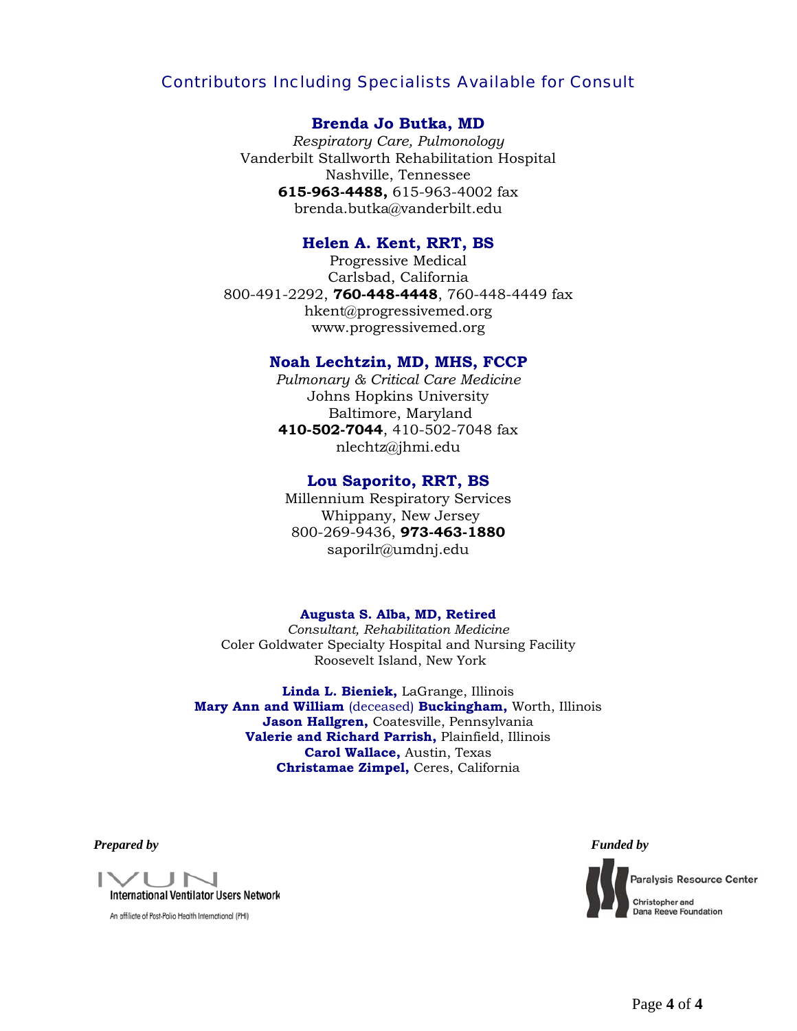## Contributors Including Specialists Available for Consult

**Brenda Jo Butka, MD**
*Respiratory Care, Pulmonology*
Vanderbilt Stallworth Rehabilitation Hospital
Nashville, Tennessee
**615-963-4488,** 615-963-4002 fax
brenda.butka@vanderbilt.edu

**Helen A. Kent, RRT, BS**
Progressive Medical
Carlsbad, California
800-491-2292, **760-448-4448**, 760-448-4449 fax
hkent@progressivemed.org
www.progressivemed.org

**Noah Lechtzin, MD, MHS, FCCP**
*Pulmonary & Critical Care Medicine*
Johns Hopkins University
Baltimore, Maryland
**410-502-7044**, 410-502-7048 fax
nlechtz@jhmi.edu

**Lou Saporito, RRT, BS**
Millennium Respiratory Services
Whippany, New Jersey
800-269-9436, **973-463-1880**
saporilr@umdnj.edu

**Augusta S. Alba, MD, Retired**
*Consultant, Rehabilitation Medicine*
Coler Goldwater Specialty Hospital and Nursing Facility
Roosevelt Island, New York

**Linda L. Bieniek,** LaGrange, Illinois
**Mary Ann and William** (deceased) **Buckingham,** Worth, Illinois
**Jason Hallgren,** Coatesville, Pennsylvania
**Valerie and Richard Parrish,** Plainfield, Illinois
**Carol Wallace,** Austin, Texas
**Christamae Zimpel,** Ceres, California

***Prepared by***

IVUN
International Ventilator Users Network
An affiliate of Post-Polio Health International (PHI)

***Funded by***

Paralysis Resource Center
Christopher and Dana Reeve Foundation